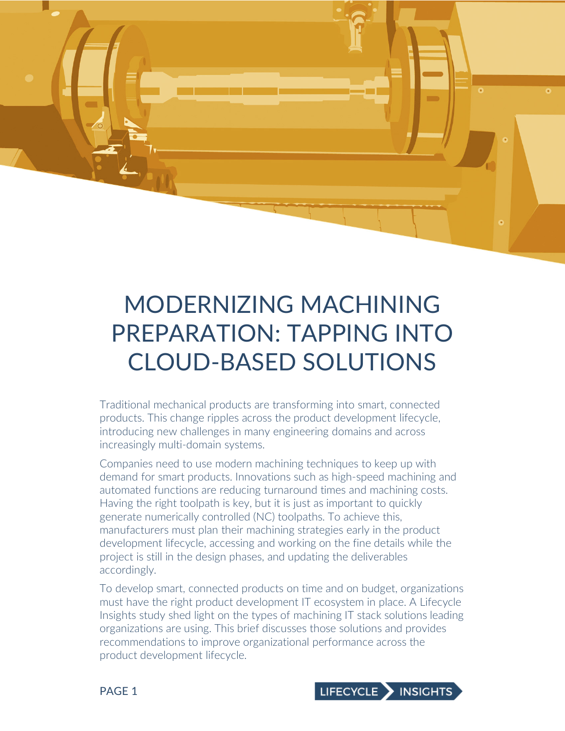# MODERNIZING MACHINING PREPARATION: TAPPING INTO CLOUD-BASED SOLUTIONS

Traditional mechanical products are transforming into smart, connected products. This change ripples across the product development lifecycle, introducing new challenges in many engineering domains and across increasingly multi-domain systems.

Companies need to use modern machining techniques to keep up with demand for smart products. Innovations such as high-speed machining and automated functions are reducing turnaround times and machining costs. Having the right toolpath is key, but it is just as important to quickly generate numerically controlled (NC) toolpaths. To achieve this, manufacturers must plan their machining strategies early in the product development lifecycle, accessing and working on the fine details while the project is still in the design phases, and updating the deliverables accordingly.

To develop smart, connected products on time and on budget, organizations must have the right product development IT ecosystem in place. A Lifecycle Insights study shed light on the types of machining IT stack solutions leading organizations are using. This brief discusses those solutions and provides recommendations to improve organizational performance across the product development lifecycle.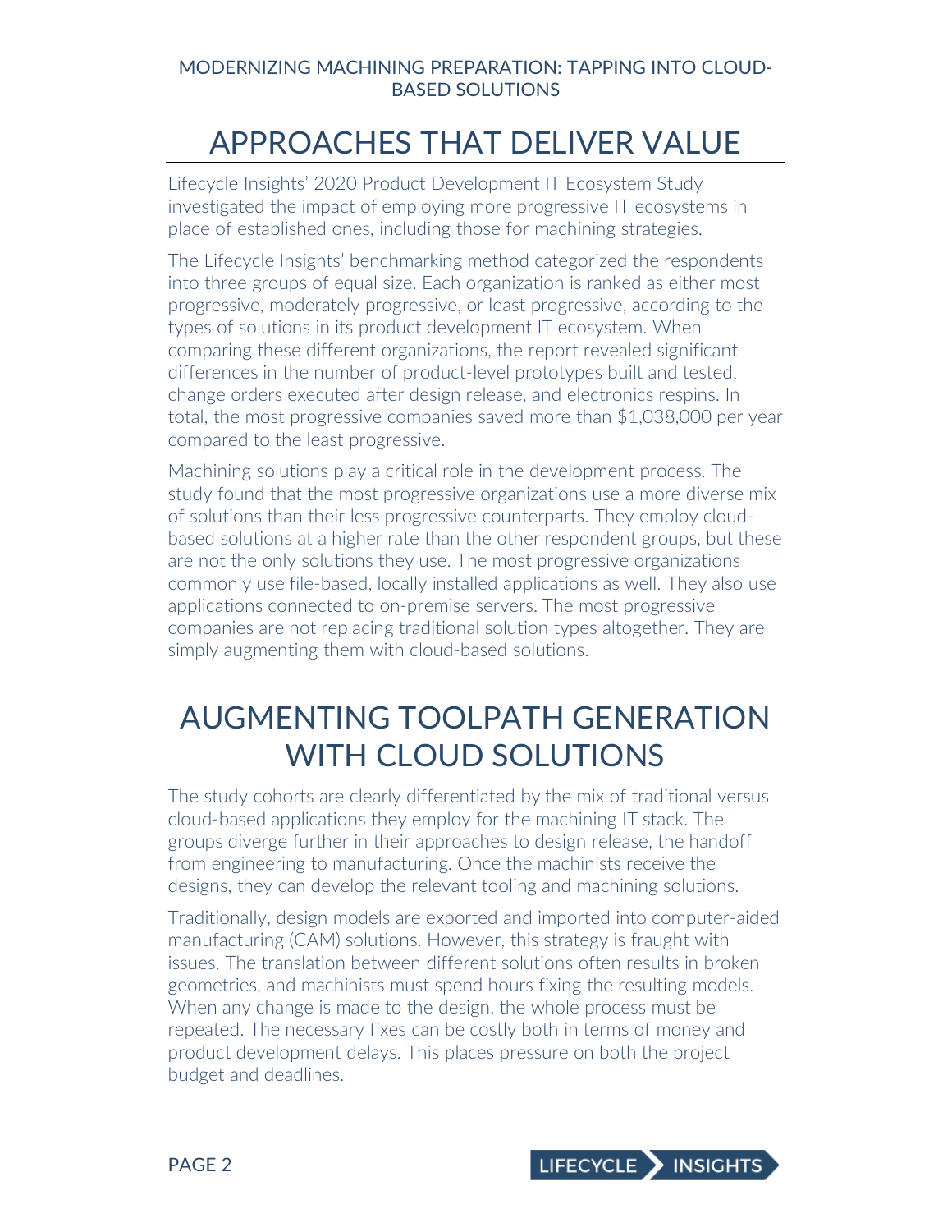## APPROACHES THAT DELIVER VALUE

Lifecycle Insights' 2020 Product Development IT Ecosystem Study investigated the impact of employing more progressive IT ecosystems in place of established ones, including those for machining strategies.

The Lifecycle Insights' benchmarking method categorized the respondents into three groups of equal size. Each organization is ranked as either most progressive, moderately progressive, or least progressive, according to the types of solutions in its product development IT ecosystem. When comparing these different organizations, the report revealed significant differences in the number of product-level prototypes built and tested, change orders executed after design release, and electronics respins. In total, the most progressive companies saved more than $1,038,000 per year compared to the least progressive.

Machining solutions play a critical role in the development process. The study found that the most progressive organizations use a more diverse mix of solutions than their less progressive counterparts. They employ cloud-based solutions at a higher rate than the other respondent groups, but these are not the only solutions they use. The most progressive organizations commonly use file-based, locally installed applications as well. They also use applications connected to on-premise servers. The most progressive companies are not replacing traditional solution types altogether. They are simply augmenting them with cloud-based solutions.

## AUGMENTING TOOLPATH GENERATION WITH CLOUD SOLUTIONS

The study cohorts are clearly differentiated by the mix of traditional versus cloud-based applications they employ for the machining IT stack. The groups diverge further in their approaches to design release, the handoff from engineering to manufacturing. Once the machinists receive the designs, they can develop the relevant tooling and machining solutions.

Traditionally, design models are exported and imported into computer-aided manufacturing (CAM) solutions. However, this strategy is fraught with issues. The translation between different solutions often results in broken geometries, and machinists must spend hours fixing the resulting models. When any change is made to the design, the whole process must be repeated. The necessary fixes can be costly both in terms of money and product development delays. This places pressure on both the project budget and deadlines.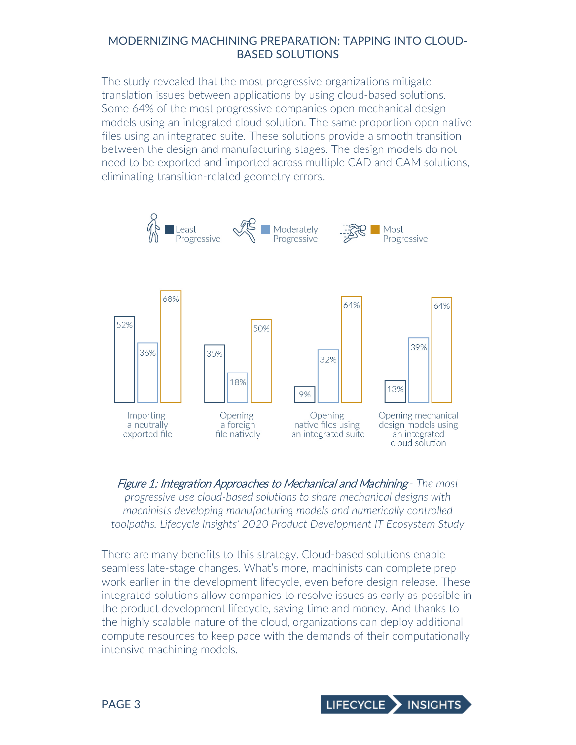# MODERNIZING MACHINING PREPARATION: TAPPING INTO CLOUD-BASED SOLUTIONS

The study revealed that the most progressive organizations mitigate translation issues between applications by using cloud-based solutions. Some 64% of the most progressive companies open mechanical design models using an integrated cloud solution. The same proportion open native files using an integrated suite. These solutions provide a smooth transition between the design and manufacturing stages. The design models do not need to be exported and imported across multiple CAD and CAM solutions, eliminating transition-related geometry errors.

| | Least Progressive | Moderately Progressive | Most Progressive |
|---|---|---|---|
| Importing a neutrally exported file | 52% | 36% | 68% |
| Opening a foreign file natively | 35% | 18% | 50% |
| Opening native files using an integrated suite | 9% | 32% | 64% |
| Opening mechanical design models using an integrated cloud solution | 13% | 39% | 64% |

*Figure 1: Integration Approaches to Mechanical and Machining - The most progressive use cloud-based solutions to share mechanical designs with machinists developing manufacturing models and numerically controlled toolpaths. Lifecycle Insights' 2020 Product Development IT Ecosystem Study*

There are many benefits to this strategy. Cloud-based solutions enable seamless late-stage changes. What's more, machinists can complete prep work earlier in the development lifecycle, even before design release. These integrated solutions allow companies to resolve issues as early as possible in the product development lifecycle, saving time and money. And thanks to the highly scalable nature of the cloud, organizations can deploy additional compute resources to keep pace with the demands of their computationally intensive machining models.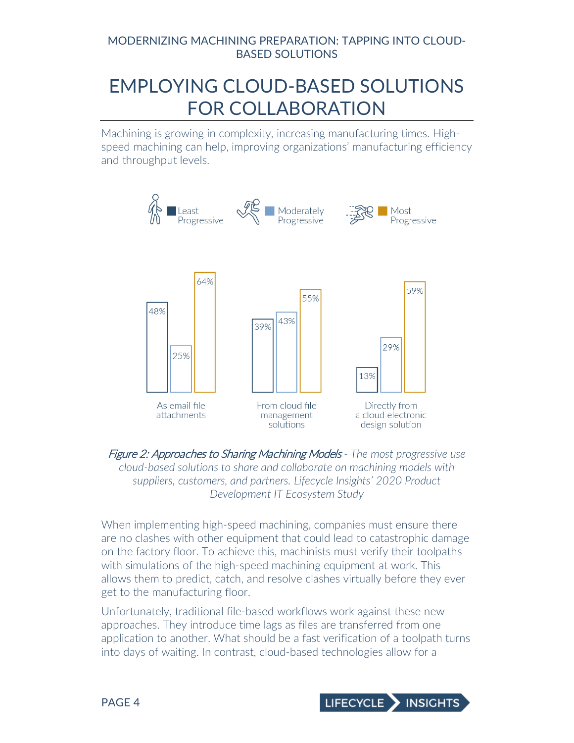# EMPLOYING CLOUD-BASED SOLUTIONS FOR COLLABORATION

Machining is growing in complexity, increasing manufacturing times. High-speed machining can help, improving organizations' manufacturing efficiency and throughput levels.

| | Least Progressive | Moderately Progressive | Most Progressive |
|---|---|---|---|
| As email file attachments | 48% | 25% | 64% |
| From cloud file management solutions | 39% | 43% | 55% |
| Directly from a cloud electronic design solution | 13% | 29% | 59% |

*Figure 2: Approaches to Sharing Machining Models - The most progressive use cloud-based solutions to share and collaborate on machining models with suppliers, customers, and partners. Lifecycle Insights' 2020 Product Development IT Ecosystem Study*

When implementing high-speed machining, companies must ensure there are no clashes with other equipment that could lead to catastrophic damage on the factory floor. To achieve this, machinists must verify their toolpaths with simulations of the high-speed machining equipment at work. This allows them to predict, catch, and resolve clashes virtually before they ever get to the manufacturing floor.

Unfortunately, traditional file-based workflows work against these new approaches. They introduce time lags as files are transferred from one application to another. What should be a fast verification of a toolpath turns into days of waiting. In contrast, cloud-based technologies allow for a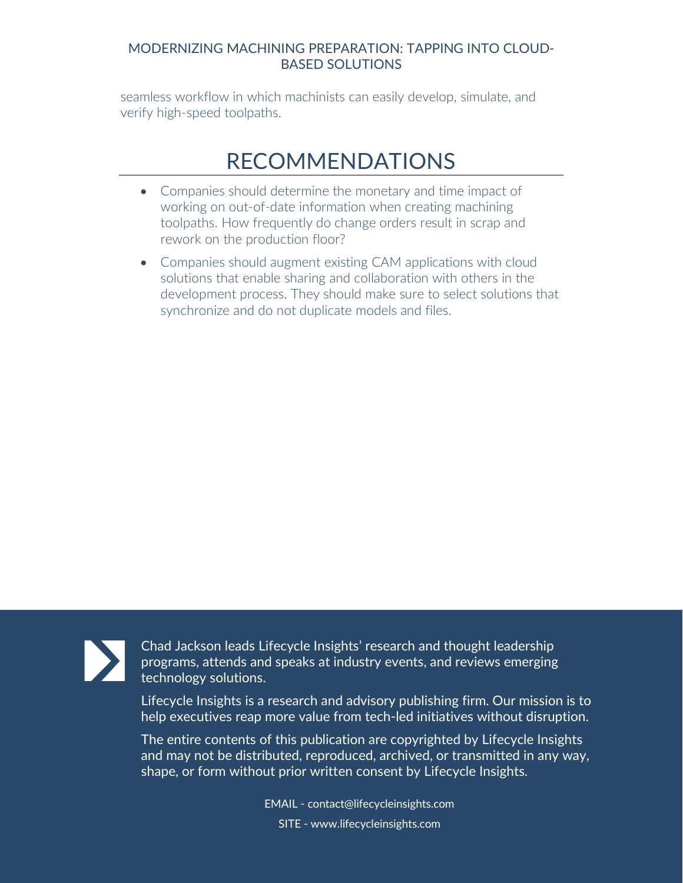seamless workflow in which machinists can easily develop, simulate, and verify high-speed toolpaths.

## RECOMMENDATIONS

- Companies should determine the monetary and time impact of working on out-of-date information when creating machining toolpaths. How frequently do change orders result in scrap and rework on the production floor?
- Companies should augment existing CAM applications with cloud solutions that enable sharing and collaboration with others in the development process. They should make sure to select solutions that synchronize and do not duplicate models and files.

Chad Jackson leads Lifecycle Insights' research and thought leadership programs, attends and speaks at industry events, and reviews emerging technology solutions.

Lifecycle Insights is a research and advisory publishing firm. Our mission is to help executives reap more value from tech-led initiatives without disruption.

The entire contents of this publication are copyrighted by Lifecycle Insights and may not be distributed, reproduced, archived, or transmitted in any way, shape, or form without prior written consent by Lifecycle Insights.

EMAIL - contact@lifecycleinsights.com

SITE - www.lifecycleinsights.com